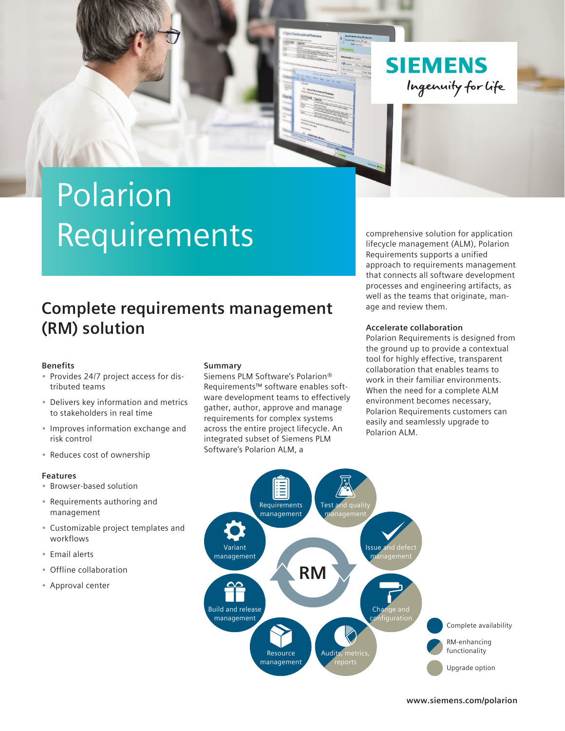# Polarion Requirements

## Complete requirements management (RM) solution

### Benefits

- Provides 24/7 project access for distributed teams
- Delivers key information and metrics to stakeholders in real time
- Improves information exchange and risk control
- Reduces cost of ownership

### Features

- Browser-based solution
- Requirements authoring and management
- Customizable project templates and workflows
- Email alerts
- Offline collaboration
- Approval center

### Summary

Siemens PLM Software's Polarion® Requirements™ software enables software development teams to effectively gather, author, approve and manage requirements for complex systems across the entire project lifecycle. An integrated subset of Siemens PLM Software's Polarion ALM, a comprehensive solution for application lifecycle management (ALM), Polarion Requirements supports a unified approach to requirements management that connects all software development processes and engineering artifacts, as well as the teams that originate, manage and review them.

### Accelerate collaboration

Polarion Requirements is designed from the ground up to provide a contextual tool for highly effective, transparent collaboration that enables teams to work in their familiar environments. When the need for a complete ALM environment becomes necessary, Polarion Requirements customers can easily and seamlessly upgrade to Polarion ALM.

RM

- Requirements management
- Test and quality management
- Issue and defect management
- Change and configuration
- Audits, metrics, reports
- Resource management
- Build and release management
- Variant management

- Complete availability
- RM-enhancing functionality
- Upgrade option

www.siemens.com/polarion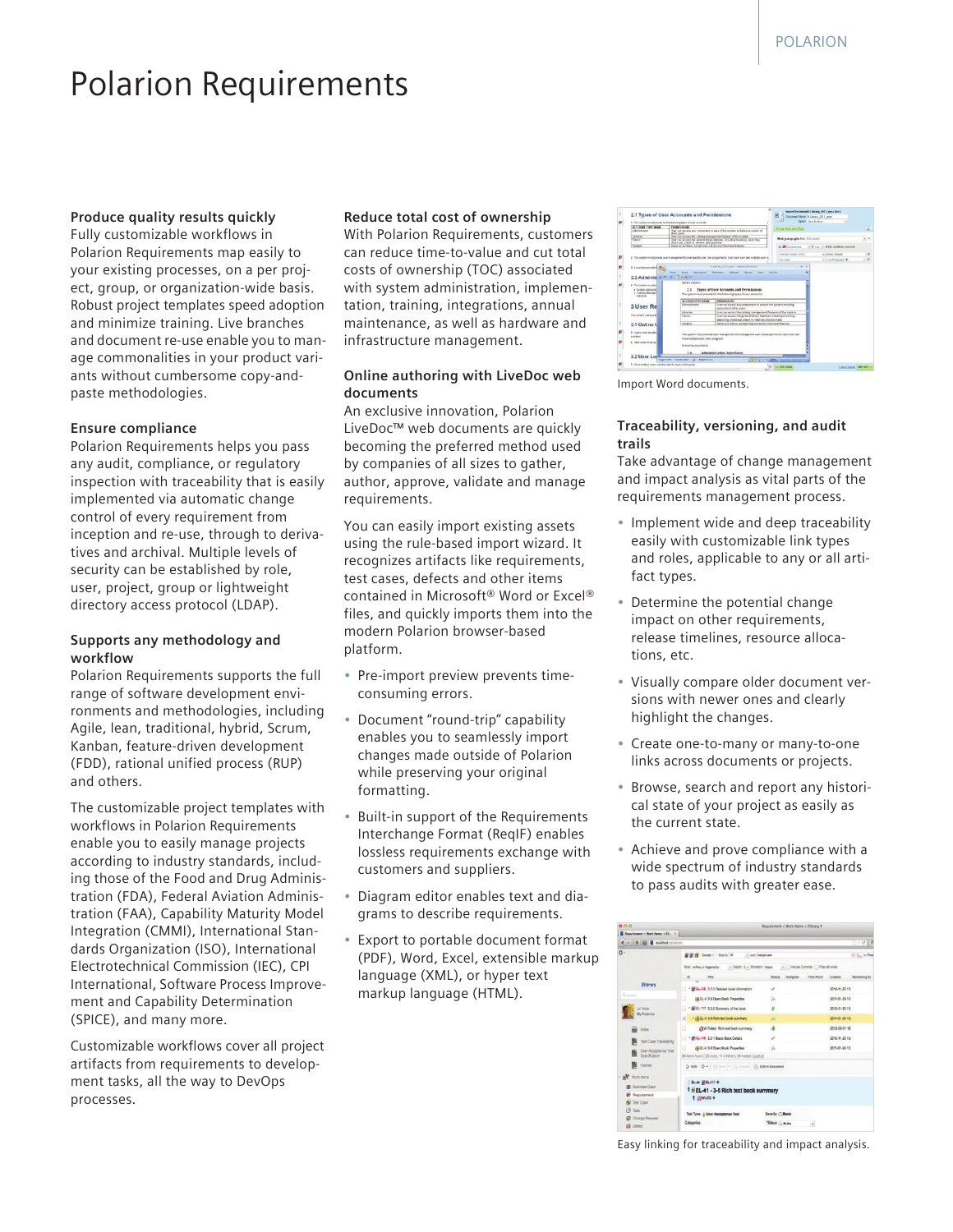# Polarion Requirements

### Produce quality results quickly

Fully customizable workflows in Polarion Requirements map easily to your existing processes, on a per project, group, or organization-wide basis. Robust project templates speed adoption and minimize training. Live branches and document re-use enable you to manage commonalities in your product variants without cumbersome copy-and-paste methodologies.

### Ensure compliance

Polarion Requirements helps you pass any audit, compliance, or regulatory inspection with traceability that is easily implemented via automatic change control of every requirement from inception and re-use, through to derivatives and archival. Multiple levels of security can be established by role, user, project, group or lightweight directory access protocol (LDAP).

### Supports any methodology and workflow

Polarion Requirements supports the full range of software development environments and methodologies, including Agile, lean, traditional, hybrid, Scrum, Kanban, feature-driven development (FDD), rational unified process (RUP) and others.

The customizable project templates with workflows in Polarion Requirements enable you to easily manage projects according to industry standards, including those of the Food and Drug Administration (FDA), Federal Aviation Administration (FAA), Capability Maturity Model Integration (CMMI), International Standards Organization (ISO), International Electrotechnical Commission (IEC), CPI International, Software Process Improvement and Capability Determination (SPICE), and many more.

Customizable workflows cover all project artifacts from requirements to development tasks, all the way to DevOps processes.

### Reduce total cost of ownership

With Polarion Requirements, customers can reduce time-to-value and cut total costs of ownership (TOC) associated with system administration, implementation, training, integrations, annual maintenance, as well as hardware and infrastructure management.

### Online authoring with LiveDoc web documents

An exclusive innovation, Polarion LiveDoc™ web documents are quickly becoming the preferred method used by companies of all sizes to gather, author, approve, validate and manage requirements.

You can easily import existing assets using the rule-based import wizard. It recognizes artifacts like requirements, test cases, defects and other items contained in Microsoft® Word or Excel® files, and quickly imports them into the modern Polarion browser-based platform.

- Pre-import preview prevents time-consuming errors.
- Document "round-trip" capability enables you to seamlessly import changes made outside of Polarion while preserving your original formatting.
- Built-in support of the Requirements Interchange Format (ReqIF) enables lossless requirements exchange with customers and suppliers.
- Diagram editor enables text and diagrams to describe requirements.
- Export to portable document format (PDF), Word, Excel, extensible markup language (XML), or hyper text markup language (HTML).

Import Word documents.

### Traceability, versioning, and audit trails

Take advantage of change management and impact analysis as vital parts of the requirements management process.

- Implement wide and deep traceability easily with customizable link types and roles, applicable to any or all artifact types.
- Determine the potential change impact on other requirements, release timelines, resource allocations, etc.
- Visually compare older document versions with newer ones and clearly highlight the changes.
- Create one-to-many or many-to-one links across documents or projects.
- Browse, search and report any historical state of your project as easily as the current state.
- Achieve and prove compliance with a wide spectrum of industry standards to pass audits with greater ease.

Easy linking for traceability and impact analysis.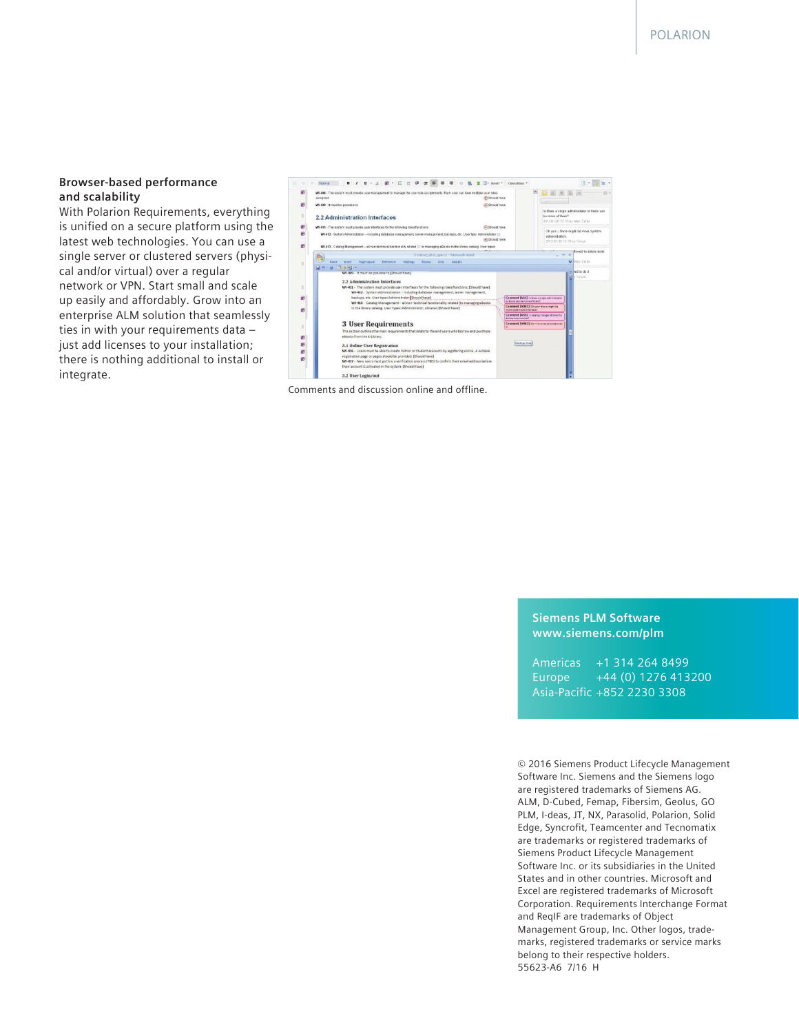### Browser-based performance and scalability

With Polarion Requirements, everything is unified on a secure platform using the latest web technologies. You can use a single server or clustered servers (physical and/or virtual) over a regular network or VPN. Start small and scale up easily and affordably. Grow into an enterprise ALM solution that seamlessly ties in with your requirements data – just add licenses to your installation; there is nothing additional to install or integrate.

Comments and discussion online and offline.

**Siemens PLM Software**
**www.siemens.com/plm**

Americas +1 314 264 8499
Europe +44 (0) 1276 413200
Asia-Pacific +852 2230 3308

© 2016 Siemens Product Lifecycle Management Software Inc. Siemens and the Siemens logo are registered trademarks of Siemens AG. ALM, D-Cubed, Femap, Fibersim, Geolus, GO PLM, I-deas, JT, NX, Parasolid, Polarion, Solid Edge, Syncrofit, Teamcenter and Tecnomatix are trademarks or registered trademarks of Siemens Product Lifecycle Management Software Inc. or its subsidiaries in the United States and in other countries. Microsoft and Excel are registered trademarks of Microsoft Corporation. Requirements Interchange Format and ReqIF are trademarks of Object Management Group, Inc. Other logos, trademarks, registered trademarks or service marks belong to their respective holders.
55623-A6 7/16 H